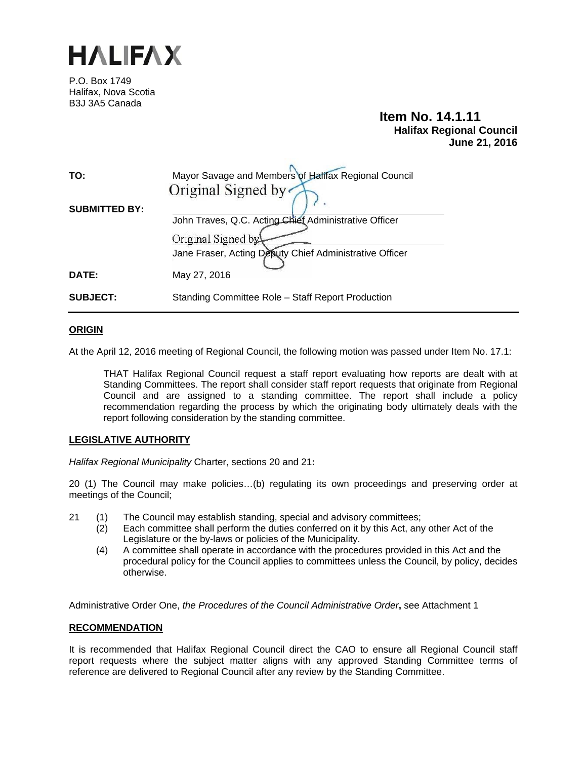# HALIFAX

P.O. Box 1749
Halifax, Nova Scotia
B3J 3A5 Canada

**Item No. 14.1.11**
**Halifax Regional Council**
**June 21, 2016**

| | |
|---|---|
| **TO:** | Mayor Savage and Members of Halifax Regional Council |
| **SUBMITTED BY:** | Original Signed by<br>John Traves, Q.C. Acting Chief Administrative Officer<br>Original Signed by<br>Jane Fraser, Acting Deputy Chief Administrative Officer |
| **DATE:** | May 27, 2016 |
| **SUBJECT:** | Standing Committee Role – Staff Report Production |

## ORIGIN

At the April 12, 2016 meeting of Regional Council, the following motion was passed under Item No. 17.1:

> THAT Halifax Regional Council request a staff report evaluating how reports are dealt with at Standing Committees. The report shall consider staff report requests that originate from Regional Council and are assigned to a standing committee. The report shall include a policy recommendation regarding the process by which the originating body ultimately deals with the report following consideration by the standing committee.

## LEGISLATIVE AUTHORITY

*Halifax Regional Municipality* Charter, sections 20 and 21**:**

20 (1) The Council may make policies…(b) regulating its own proceedings and preserving order at meetings of the Council;

21 (1) The Council may establish standing, special and advisory committees;
 (2) Each committee shall perform the duties conferred on it by this Act, any other Act of the Legislature or the by-laws or policies of the Municipality.
 (4) A committee shall operate in accordance with the procedures provided in this Act and the procedural policy for the Council applies to committees unless the Council, by policy, decides otherwise.

Administrative Order One, *the Procedures of the Council Administrative Order***,** see Attachment 1

## RECOMMENDATION

It is recommended that Halifax Regional Council direct the CAO to ensure all Regional Council staff report requests where the subject matter aligns with any approved Standing Committee terms of reference are delivered to Regional Council after any review by the Standing Committee.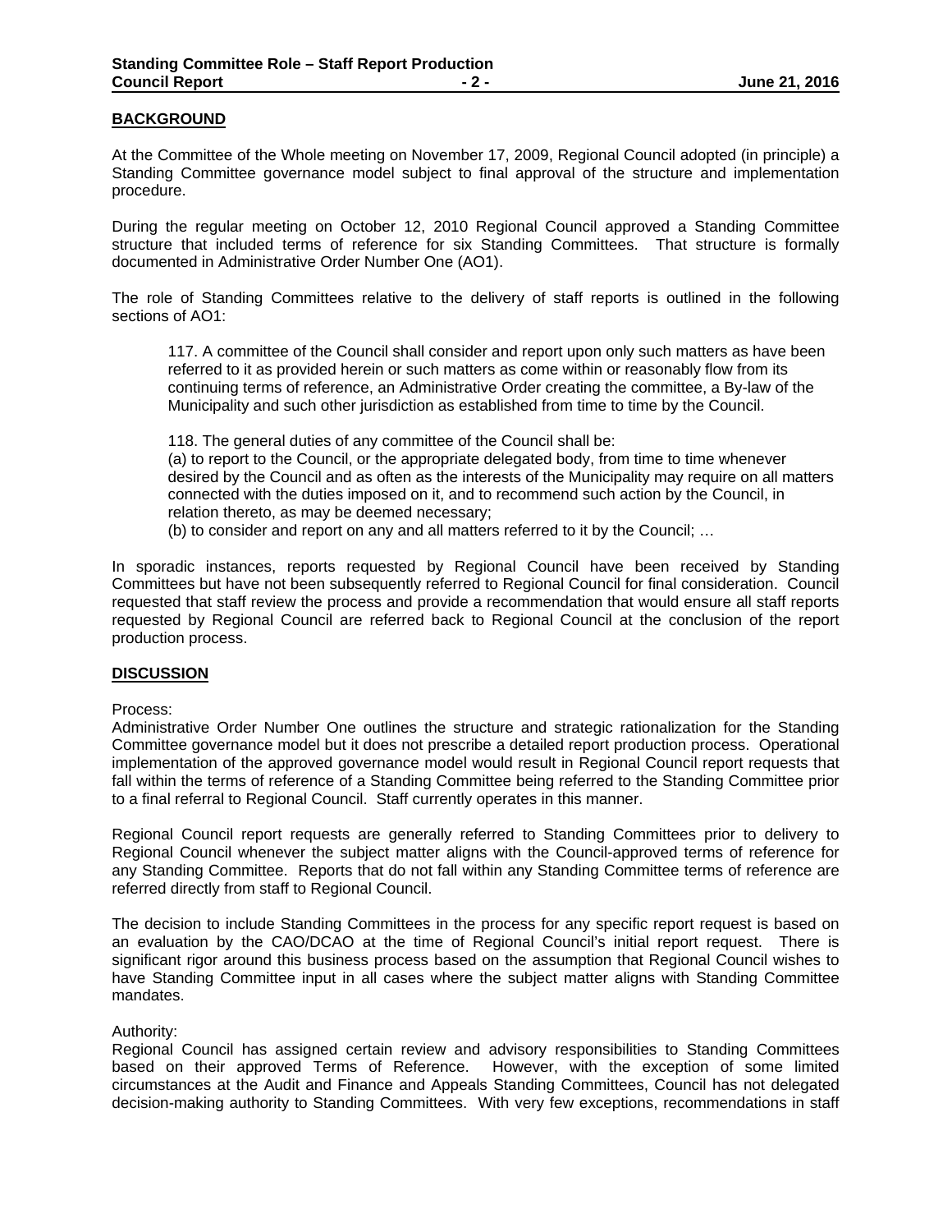## BACKGROUND

At the Committee of the Whole meeting on November 17, 2009, Regional Council adopted (in principle) a Standing Committee governance model subject to final approval of the structure and implementation procedure.

During the regular meeting on October 12, 2010 Regional Council approved a Standing Committee structure that included terms of reference for six Standing Committees. That structure is formally documented in Administrative Order Number One (AO1).

The role of Standing Committees relative to the delivery of staff reports is outlined in the following sections of AO1:

> 117. A committee of the Council shall consider and report upon only such matters as have been referred to it as provided herein or such matters as come within or reasonably flow from its continuing terms of reference, an Administrative Order creating the committee, a By-law of the Municipality and such other jurisdiction as established from time to time by the Council.
>
> 118. The general duties of any committee of the Council shall be:
> (a) to report to the Council, or the appropriate delegated body, from time to time whenever desired by the Council and as often as the interests of the Municipality may require on all matters connected with the duties imposed on it, and to recommend such action by the Council, in relation thereto, as may be deemed necessary;
> (b) to consider and report on any and all matters referred to it by the Council; …

In sporadic instances, reports requested by Regional Council have been received by Standing Committees but have not been subsequently referred to Regional Council for final consideration. Council requested that staff review the process and provide a recommendation that would ensure all staff reports requested by Regional Council are referred back to Regional Council at the conclusion of the report production process.

## DISCUSSION

Process:
Administrative Order Number One outlines the structure and strategic rationalization for the Standing Committee governance model but it does not prescribe a detailed report production process. Operational implementation of the approved governance model would result in Regional Council report requests that fall within the terms of reference of a Standing Committee being referred to the Standing Committee prior to a final referral to Regional Council. Staff currently operates in this manner.

Regional Council report requests are generally referred to Standing Committees prior to delivery to Regional Council whenever the subject matter aligns with the Council-approved terms of reference for any Standing Committee. Reports that do not fall within any Standing Committee terms of reference are referred directly from staff to Regional Council.

The decision to include Standing Committees in the process for any specific report request is based on an evaluation by the CAO/DCAO at the time of Regional Council's initial report request. There is significant rigor around this business process based on the assumption that Regional Council wishes to have Standing Committee input in all cases where the subject matter aligns with Standing Committee mandates.

Authority:
Regional Council has assigned certain review and advisory responsibilities to Standing Committees based on their approved Terms of Reference. However, with the exception of some limited circumstances at the Audit and Finance and Appeals Standing Committees, Council has not delegated decision-making authority to Standing Committees. With very few exceptions, recommendations in staff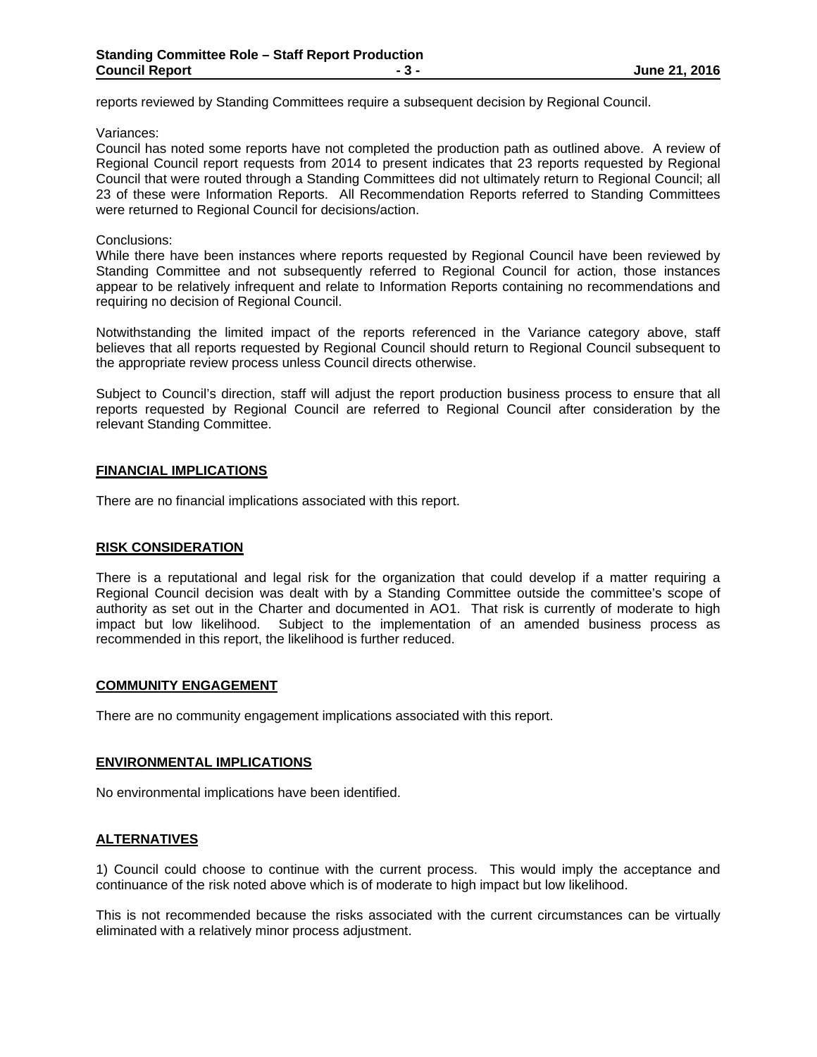reports reviewed by Standing Committees require a subsequent decision by Regional Council.

Variances:
Council has noted some reports have not completed the production path as outlined above. A review of Regional Council report requests from 2014 to present indicates that 23 reports requested by Regional Council that were routed through a Standing Committees did not ultimately return to Regional Council; all 23 of these were Information Reports. All Recommendation Reports referred to Standing Committees were returned to Regional Council for decisions/action.

Conclusions:
While there have been instances where reports requested by Regional Council have been reviewed by Standing Committee and not subsequently referred to Regional Council for action, those instances appear to be relatively infrequent and relate to Information Reports containing no recommendations and requiring no decision of Regional Council.

Notwithstanding the limited impact of the reports referenced in the Variance category above, staff believes that all reports requested by Regional Council should return to Regional Council subsequent to the appropriate review process unless Council directs otherwise.

Subject to Council's direction, staff will adjust the report production business process to ensure that all reports requested by Regional Council are referred to Regional Council after consideration by the relevant Standing Committee.

## FINANCIAL IMPLICATIONS

There are no financial implications associated with this report.

## RISK CONSIDERATION

There is a reputational and legal risk for the organization that could develop if a matter requiring a Regional Council decision was dealt with by a Standing Committee outside the committee's scope of authority as set out in the Charter and documented in AO1. That risk is currently of moderate to high impact but low likelihood. Subject to the implementation of an amended business process as recommended in this report, the likelihood is further reduced.

## COMMUNITY ENGAGEMENT

There are no community engagement implications associated with this report.

## ENVIRONMENTAL IMPLICATIONS

No environmental implications have been identified.

## ALTERNATIVES

1) Council could choose to continue with the current process. This would imply the acceptance and continuance of the risk noted above which is of moderate to high impact but low likelihood.

This is not recommended because the risks associated with the current circumstances can be virtually eliminated with a relatively minor process adjustment.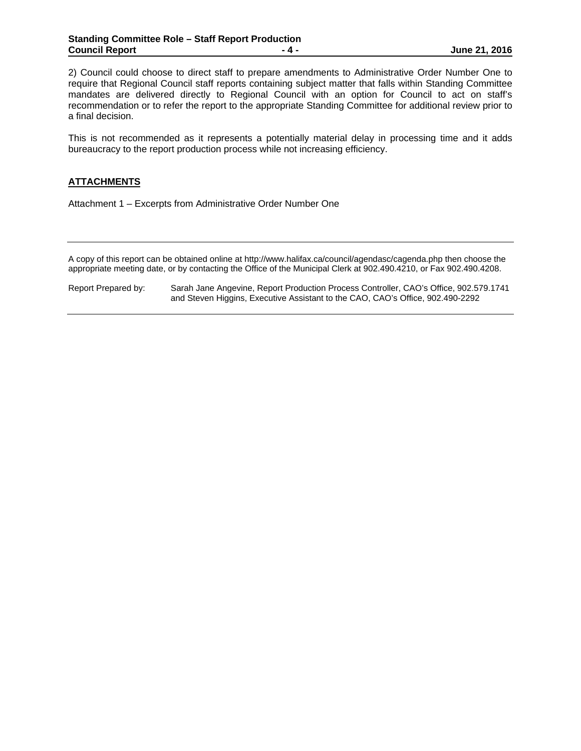2) Council could choose to direct staff to prepare amendments to Administrative Order Number One to require that Regional Council staff reports containing subject matter that falls within Standing Committee mandates are delivered directly to Regional Council with an option for Council to act on staff's recommendation or to refer the report to the appropriate Standing Committee for additional review prior to a final decision.

This is not recommended as it represents a potentially material delay in processing time and it adds bureaucracy to the report production process while not increasing efficiency.

## ATTACHMENTS

Attachment 1 – Excerpts from Administrative Order Number One

---

A copy of this report can be obtained online at http://www.halifax.ca/council/agendasc/cagenda.php then choose the appropriate meeting date, or by contacting the Office of the Municipal Clerk at 902.490.4210, or Fax 902.490.4208.

Report Prepared by: Sarah Jane Angevine, Report Production Process Controller, CAO's Office, 902.579.1741 and Steven Higgins, Executive Assistant to the CAO, CAO's Office, 902.490-2292

---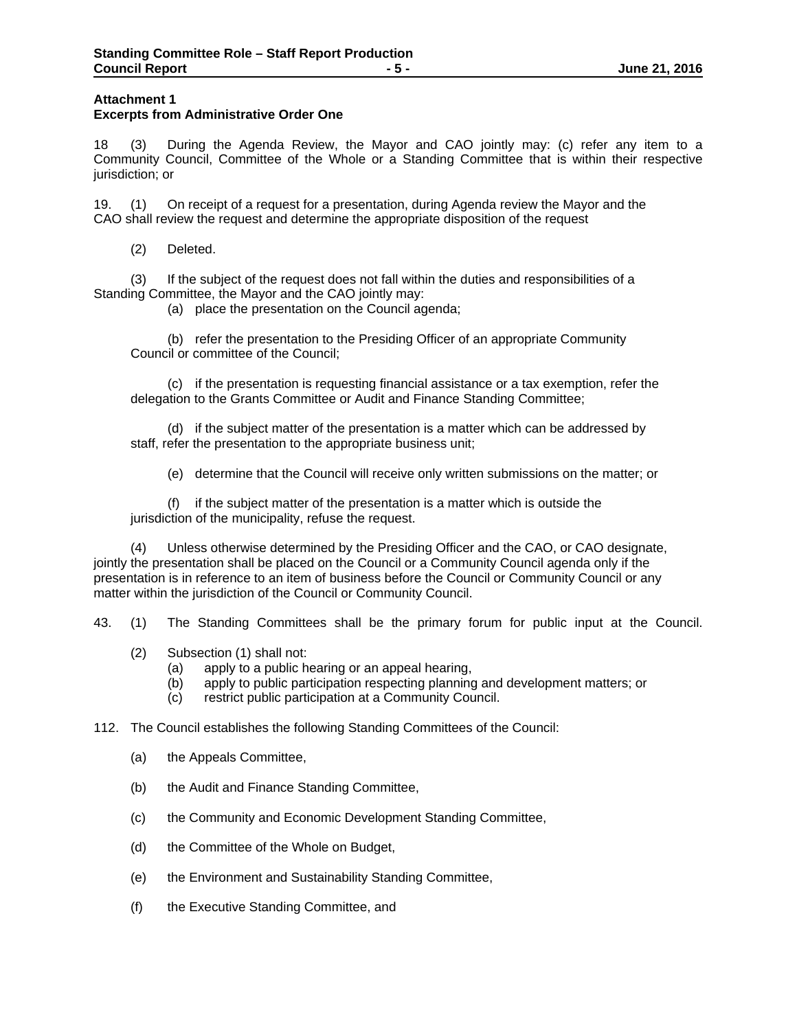**Attachment 1**
**Excerpts from Administrative Order One**

18 (3) During the Agenda Review, the Mayor and CAO jointly may: (c) refer any item to a Community Council, Committee of the Whole or a Standing Committee that is within their respective jurisdiction; or

19. (1) On receipt of a request for a presentation, during Agenda review the Mayor and the CAO shall review the request and determine the appropriate disposition of the request

(2) Deleted.

(3) If the subject of the request does not fall within the duties and responsibilities of a Standing Committee, the Mayor and the CAO jointly may:

(a) place the presentation on the Council agenda;

(b) refer the presentation to the Presiding Officer of an appropriate Community Council or committee of the Council;

(c) if the presentation is requesting financial assistance or a tax exemption, refer the delegation to the Grants Committee or Audit and Finance Standing Committee;

(d) if the subject matter of the presentation is a matter which can be addressed by staff, refer the presentation to the appropriate business unit;

(e) determine that the Council will receive only written submissions on the matter; or

(f) if the subject matter of the presentation is a matter which is outside the jurisdiction of the municipality, refuse the request.

(4) Unless otherwise determined by the Presiding Officer and the CAO, or CAO designate, jointly the presentation shall be placed on the Council or a Community Council agenda only if the presentation is in reference to an item of business before the Council or Community Council or any matter within the jurisdiction of the Council or Community Council.

43. (1) The Standing Committees shall be the primary forum for public input at the Council.

(2) Subsection (1) shall not:

(a) apply to a public hearing or an appeal hearing,
(b) apply to public participation respecting planning and development matters; or
(c) restrict public participation at a Community Council.

112. The Council establishes the following Standing Committees of the Council:

(a) the Appeals Committee,

(b) the Audit and Finance Standing Committee,

(c) the Community and Economic Development Standing Committee,

(d) the Committee of the Whole on Budget,

(e) the Environment and Sustainability Standing Committee,

(f) the Executive Standing Committee, and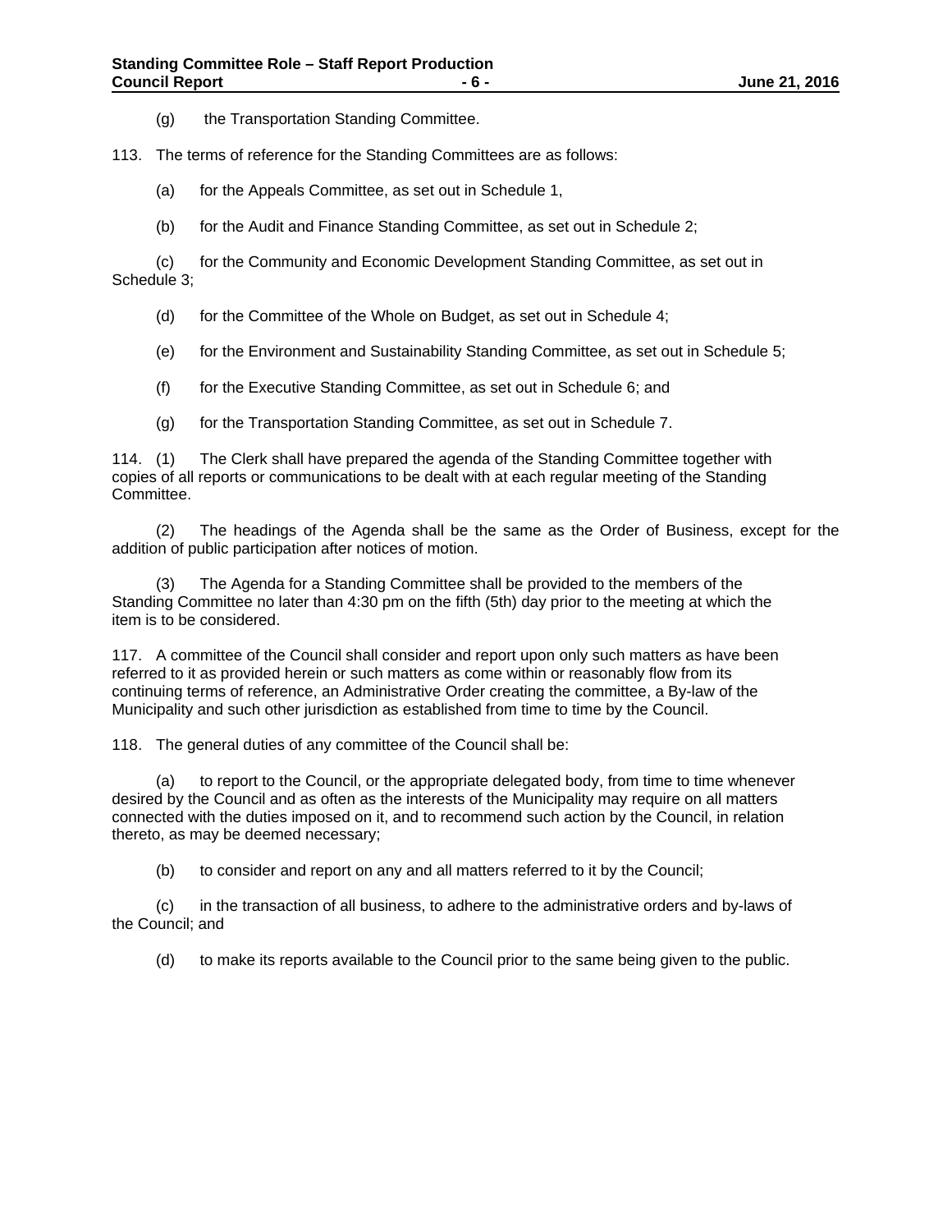(g) the Transportation Standing Committee.

113. The terms of reference for the Standing Committees are as follows:

(a) for the Appeals Committee, as set out in Schedule 1,

(b) for the Audit and Finance Standing Committee, as set out in Schedule 2;

(c) for the Community and Economic Development Standing Committee, as set out in Schedule 3;

(d) for the Committee of the Whole on Budget, as set out in Schedule 4;

(e) for the Environment and Sustainability Standing Committee, as set out in Schedule 5;

(f) for the Executive Standing Committee, as set out in Schedule 6; and

(g) for the Transportation Standing Committee, as set out in Schedule 7.

114. (1) The Clerk shall have prepared the agenda of the Standing Committee together with copies of all reports or communications to be dealt with at each regular meeting of the Standing Committee.

(2) The headings of the Agenda shall be the same as the Order of Business, except for the addition of public participation after notices of motion.

(3) The Agenda for a Standing Committee shall be provided to the members of the Standing Committee no later than 4:30 pm on the fifth (5th) day prior to the meeting at which the item is to be considered.

117. A committee of the Council shall consider and report upon only such matters as have been referred to it as provided herein or such matters as come within or reasonably flow from its continuing terms of reference, an Administrative Order creating the committee, a By-law of the Municipality and such other jurisdiction as established from time to time by the Council.

118. The general duties of any committee of the Council shall be:

(a) to report to the Council, or the appropriate delegated body, from time to time whenever desired by the Council and as often as the interests of the Municipality may require on all matters connected with the duties imposed on it, and to recommend such action by the Council, in relation thereto, as may be deemed necessary;

(b) to consider and report on any and all matters referred to it by the Council;

(c) in the transaction of all business, to adhere to the administrative orders and by-laws of the Council; and

(d) to make its reports available to the Council prior to the same being given to the public.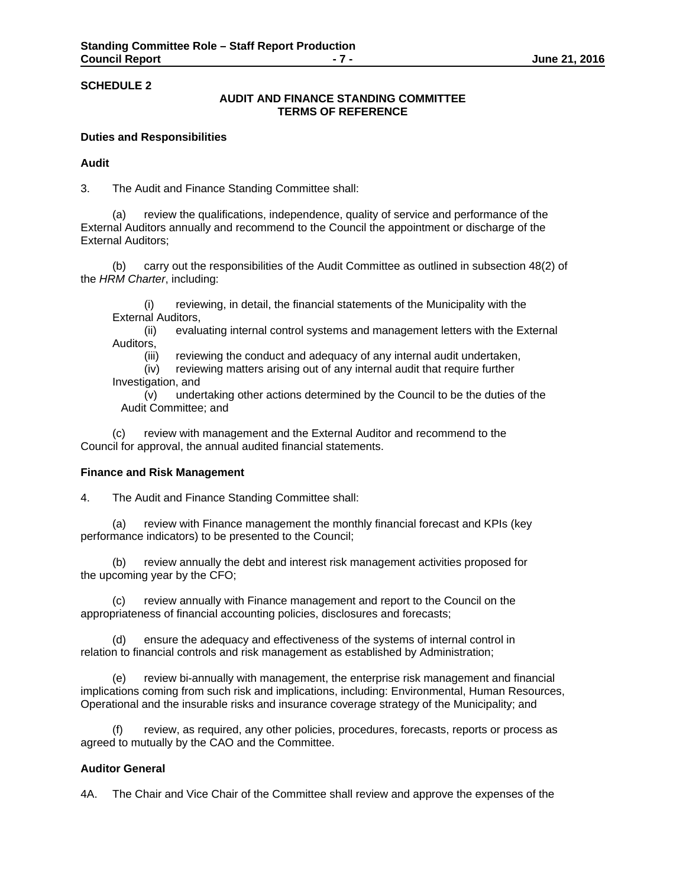**SCHEDULE 2**

**AUDIT AND FINANCE STANDING COMMITTEE**
**TERMS OF REFERENCE**

**Duties and Responsibilities**

**Audit**

3. The Audit and Finance Standing Committee shall:

(a) review the qualifications, independence, quality of service and performance of the External Auditors annually and recommend to the Council the appointment or discharge of the External Auditors;

(b) carry out the responsibilities of the Audit Committee as outlined in subsection 48(2) of the *HRM Charter*, including:

(i) reviewing, in detail, the financial statements of the Municipality with the External Auditors,
(ii) evaluating internal control systems and management letters with the External Auditors,
(iii) reviewing the conduct and adequacy of any internal audit undertaken,
(iv) reviewing matters arising out of any internal audit that require further Investigation, and
(v) undertaking other actions determined by the Council to be the duties of the Audit Committee; and

(c) review with management and the External Auditor and recommend to the Council for approval, the annual audited financial statements.

**Finance and Risk Management**

4. The Audit and Finance Standing Committee shall:

(a) review with Finance management the monthly financial forecast and KPIs (key performance indicators) to be presented to the Council;

(b) review annually the debt and interest risk management activities proposed for the upcoming year by the CFO;

(c) review annually with Finance management and report to the Council on the appropriateness of financial accounting policies, disclosures and forecasts;

(d) ensure the adequacy and effectiveness of the systems of internal control in relation to financial controls and risk management as established by Administration;

(e) review bi-annually with management, the enterprise risk management and financial implications coming from such risk and implications, including: Environmental, Human Resources, Operational and the insurable risks and insurance coverage strategy of the Municipality; and

(f) review, as required, any other policies, procedures, forecasts, reports or process as agreed to mutually by the CAO and the Committee.

**Auditor General**

4A. The Chair and Vice Chair of the Committee shall review and approve the expenses of the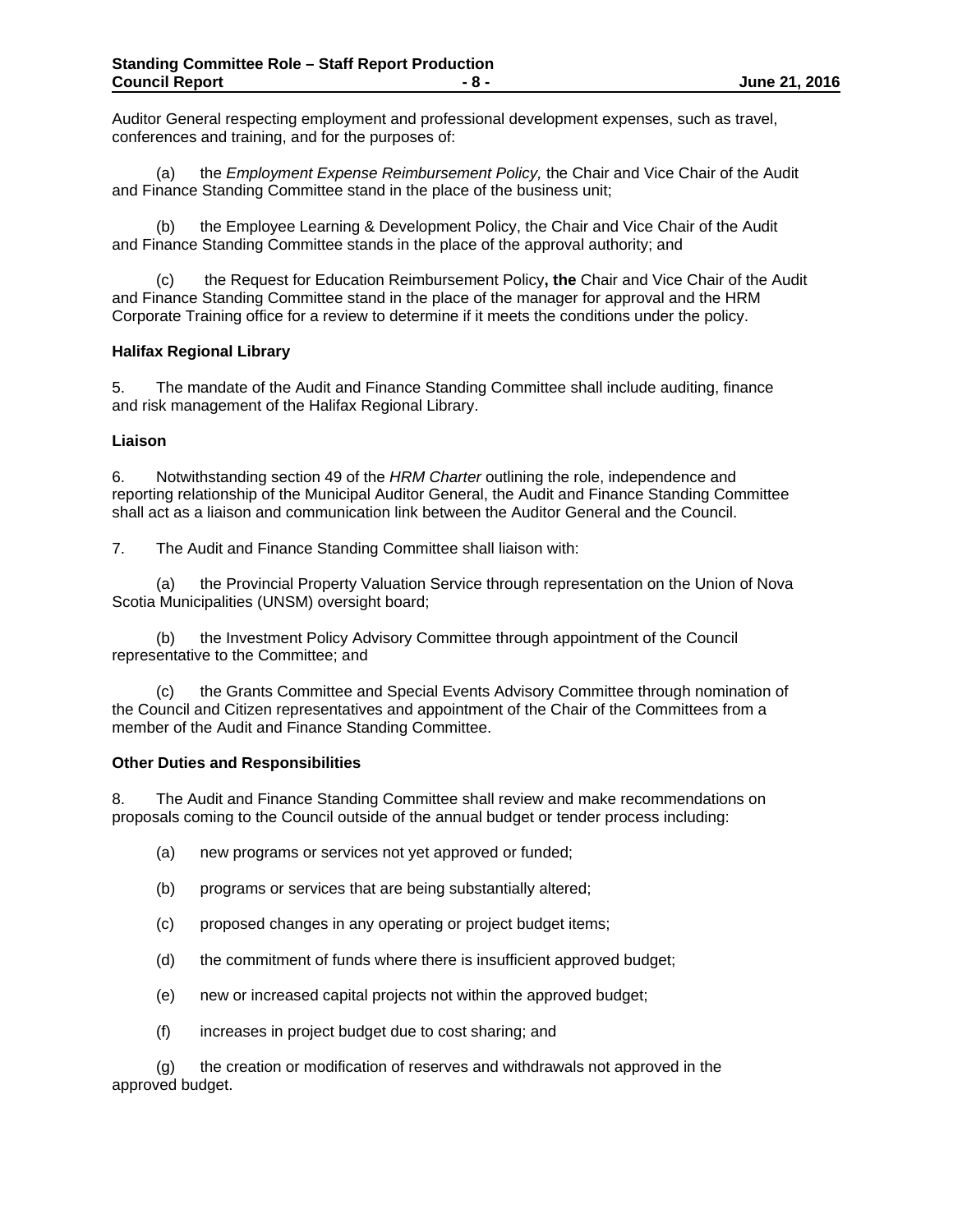Auditor General respecting employment and professional development expenses, such as travel, conferences and training, and for the purposes of:

(a) the *Employment Expense Reimbursement Policy,* the Chair and Vice Chair of the Audit and Finance Standing Committee stand in the place of the business unit;

(b) the Employee Learning & Development Policy, the Chair and Vice Chair of the Audit and Finance Standing Committee stands in the place of the approval authority; and

(c) the Request for Education Reimbursement Policy**, the** Chair and Vice Chair of the Audit and Finance Standing Committee stand in the place of the manager for approval and the HRM Corporate Training office for a review to determine if it meets the conditions under the policy.

**Halifax Regional Library**

5. The mandate of the Audit and Finance Standing Committee shall include auditing, finance and risk management of the Halifax Regional Library.

**Liaison**

6. Notwithstanding section 49 of the *HRM Charter* outlining the role, independence and reporting relationship of the Municipal Auditor General, the Audit and Finance Standing Committee shall act as a liaison and communication link between the Auditor General and the Council.

7. The Audit and Finance Standing Committee shall liaison with:

(a) the Provincial Property Valuation Service through representation on the Union of Nova Scotia Municipalities (UNSM) oversight board;

(b) the Investment Policy Advisory Committee through appointment of the Council representative to the Committee; and

(c) the Grants Committee and Special Events Advisory Committee through nomination of the Council and Citizen representatives and appointment of the Chair of the Committees from a member of the Audit and Finance Standing Committee.

**Other Duties and Responsibilities**

8. The Audit and Finance Standing Committee shall review and make recommendations on proposals coming to the Council outside of the annual budget or tender process including:

(a) new programs or services not yet approved or funded;

(b) programs or services that are being substantially altered;

(c) proposed changes in any operating or project budget items;

(d) the commitment of funds where there is insufficient approved budget;

(e) new or increased capital projects not within the approved budget;

(f) increases in project budget due to cost sharing; and

(g) the creation or modification of reserves and withdrawals not approved in the approved budget.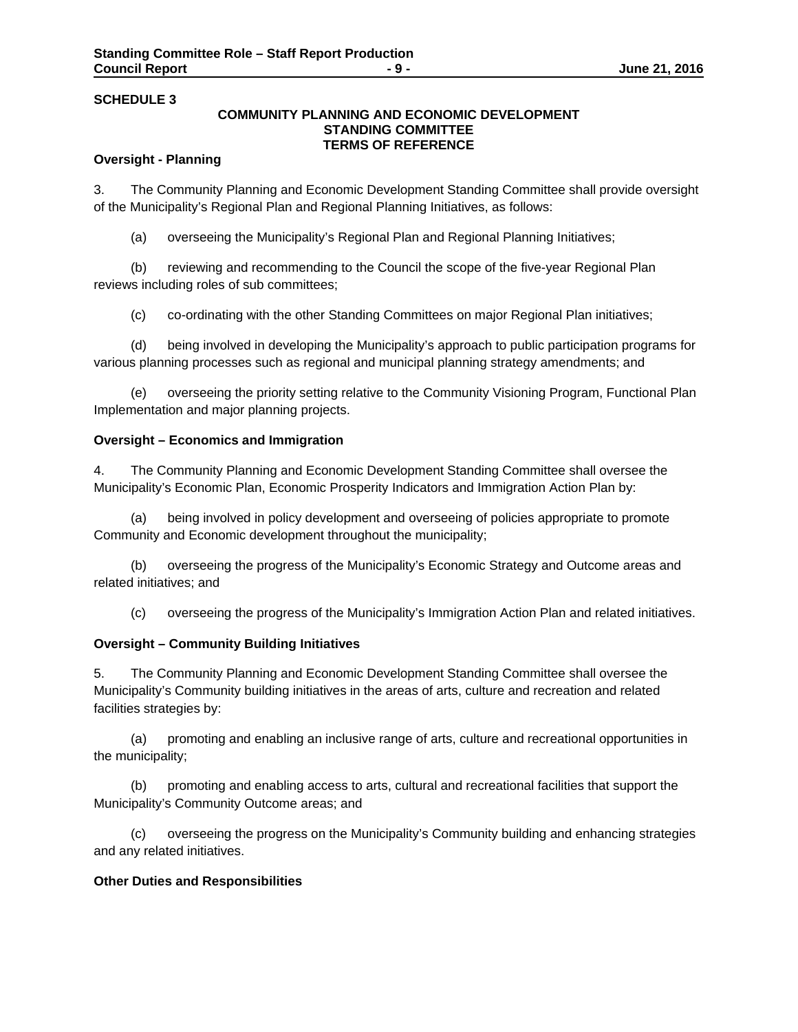**SCHEDULE 3**

**COMMUNITY PLANNING AND ECONOMIC DEVELOPMENT STANDING COMMITTEE TERMS OF REFERENCE**

**Oversight - Planning**

3. The Community Planning and Economic Development Standing Committee shall provide oversight of the Municipality's Regional Plan and Regional Planning Initiatives, as follows:

(a) overseeing the Municipality's Regional Plan and Regional Planning Initiatives;

(b) reviewing and recommending to the Council the scope of the five-year Regional Plan reviews including roles of sub committees;

(c) co-ordinating with the other Standing Committees on major Regional Plan initiatives;

(d) being involved in developing the Municipality's approach to public participation programs for various planning processes such as regional and municipal planning strategy amendments; and

(e) overseeing the priority setting relative to the Community Visioning Program, Functional Plan Implementation and major planning projects.

**Oversight – Economics and Immigration**

4. The Community Planning and Economic Development Standing Committee shall oversee the Municipality's Economic Plan, Economic Prosperity Indicators and Immigration Action Plan by:

(a) being involved in policy development and overseeing of policies appropriate to promote Community and Economic development throughout the municipality;

(b) overseeing the progress of the Municipality's Economic Strategy and Outcome areas and related initiatives; and

(c) overseeing the progress of the Municipality's Immigration Action Plan and related initiatives.

**Oversight – Community Building Initiatives**

5. The Community Planning and Economic Development Standing Committee shall oversee the Municipality's Community building initiatives in the areas of arts, culture and recreation and related facilities strategies by:

(a) promoting and enabling an inclusive range of arts, culture and recreational opportunities in the municipality;

(b) promoting and enabling access to arts, cultural and recreational facilities that support the Municipality's Community Outcome areas; and

(c) overseeing the progress on the Municipality's Community building and enhancing strategies and any related initiatives.

**Other Duties and Responsibilities**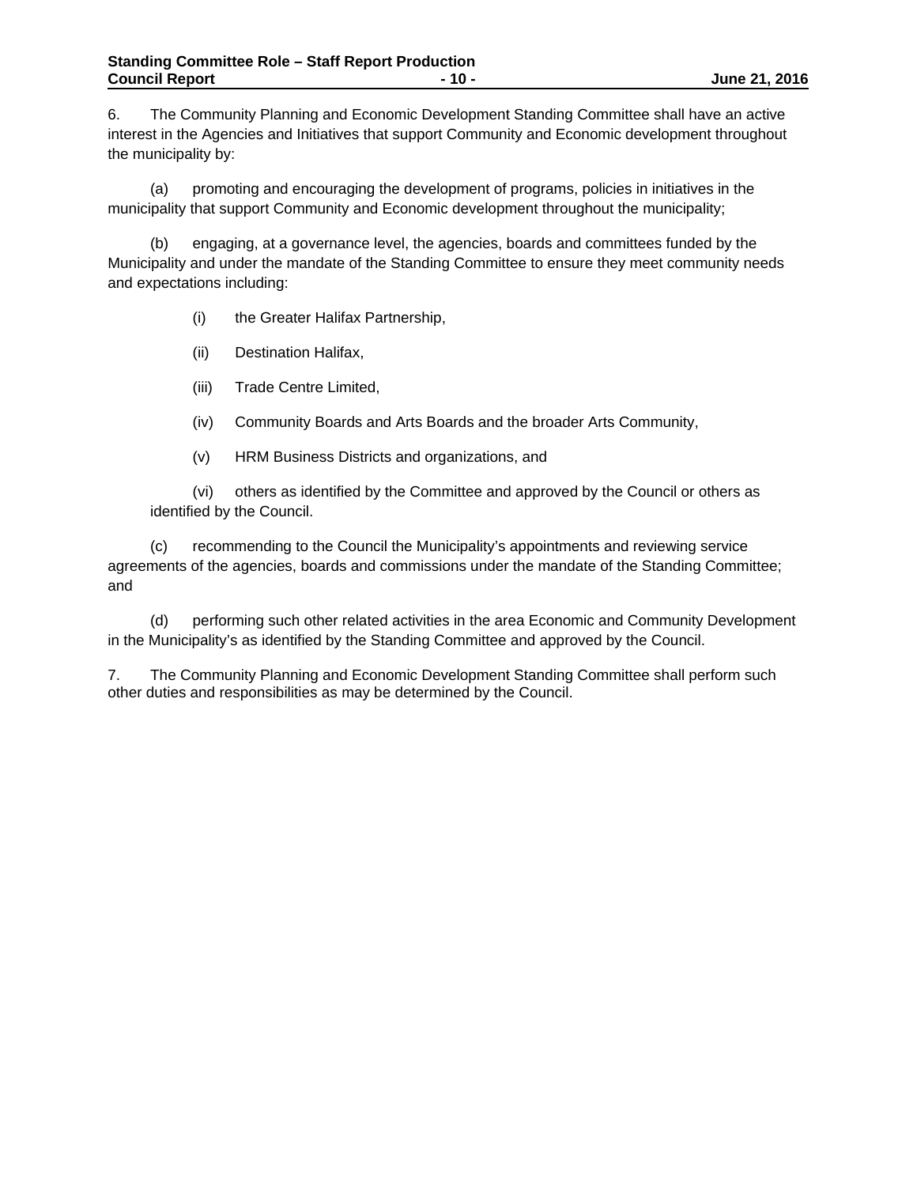6. The Community Planning and Economic Development Standing Committee shall have an active interest in the Agencies and Initiatives that support Community and Economic development throughout the municipality by:

(a) promoting and encouraging the development of programs, policies in initiatives in the municipality that support Community and Economic development throughout the municipality;

(b) engaging, at a governance level, the agencies, boards and committees funded by the Municipality and under the mandate of the Standing Committee to ensure they meet community needs and expectations including:

(i) the Greater Halifax Partnership,

(ii) Destination Halifax,

(iii) Trade Centre Limited,

(iv) Community Boards and Arts Boards and the broader Arts Community,

(v) HRM Business Districts and organizations, and

(vi) others as identified by the Committee and approved by the Council or others as identified by the Council.

(c) recommending to the Council the Municipality's appointments and reviewing service agreements of the agencies, boards and commissions under the mandate of the Standing Committee; and

(d) performing such other related activities in the area Economic and Community Development in the Municipality's as identified by the Standing Committee and approved by the Council.

7. The Community Planning and Economic Development Standing Committee shall perform such other duties and responsibilities as may be determined by the Council.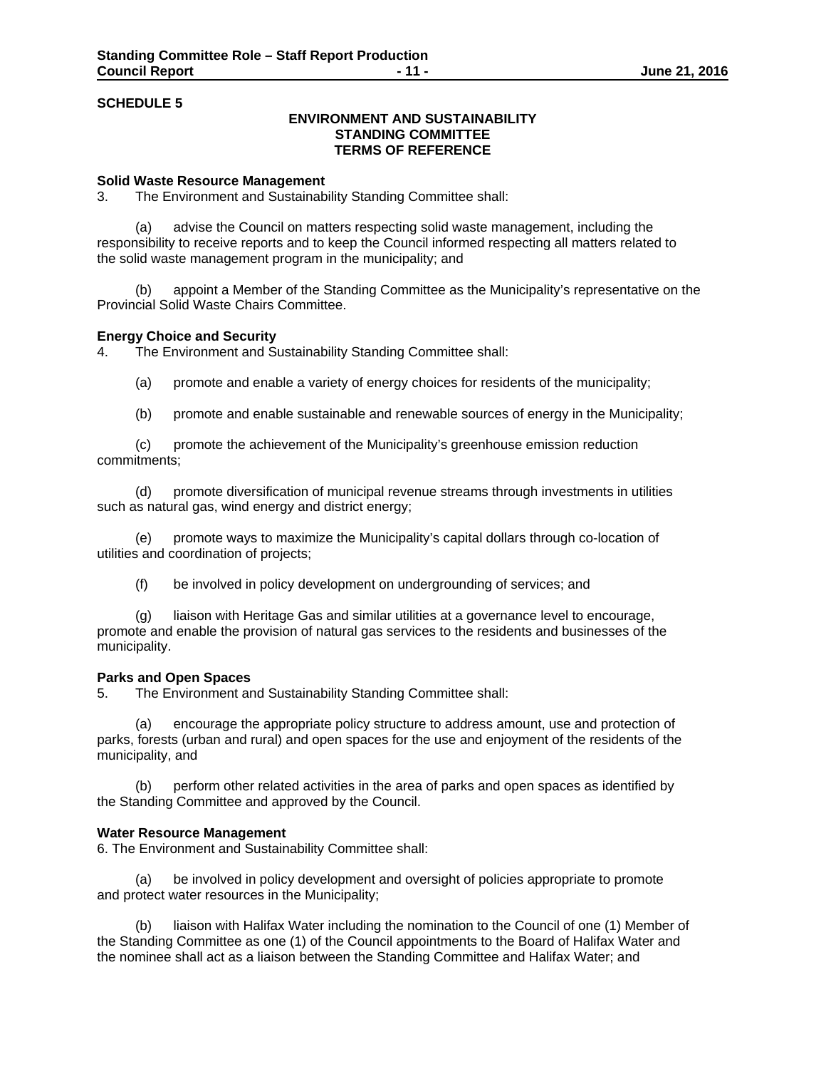**SCHEDULE 5**

**ENVIRONMENT AND SUSTAINABILITY STANDING COMMITTEE TERMS OF REFERENCE**

**Solid Waste Resource Management**

3. The Environment and Sustainability Standing Committee shall:

(a) advise the Council on matters respecting solid waste management, including the responsibility to receive reports and to keep the Council informed respecting all matters related to the solid waste management program in the municipality; and

(b) appoint a Member of the Standing Committee as the Municipality's representative on the Provincial Solid Waste Chairs Committee.

**Energy Choice and Security**

4. The Environment and Sustainability Standing Committee shall:

(a) promote and enable a variety of energy choices for residents of the municipality;

(b) promote and enable sustainable and renewable sources of energy in the Municipality;

(c) promote the achievement of the Municipality's greenhouse emission reduction commitments;

(d) promote diversification of municipal revenue streams through investments in utilities such as natural gas, wind energy and district energy;

(e) promote ways to maximize the Municipality's capital dollars through co-location of utilities and coordination of projects;

(f) be involved in policy development on undergrounding of services; and

(g) liaison with Heritage Gas and similar utilities at a governance level to encourage, promote and enable the provision of natural gas services to the residents and businesses of the municipality.

**Parks and Open Spaces**

5. The Environment and Sustainability Standing Committee shall:

(a) encourage the appropriate policy structure to address amount, use and protection of parks, forests (urban and rural) and open spaces for the use and enjoyment of the residents of the municipality, and

(b) perform other related activities in the area of parks and open spaces as identified by the Standing Committee and approved by the Council.

**Water Resource Management**

6. The Environment and Sustainability Committee shall:

(a) be involved in policy development and oversight of policies appropriate to promote and protect water resources in the Municipality;

(b) liaison with Halifax Water including the nomination to the Council of one (1) Member of the Standing Committee as one (1) of the Council appointments to the Board of Halifax Water and the nominee shall act as a liaison between the Standing Committee and Halifax Water; and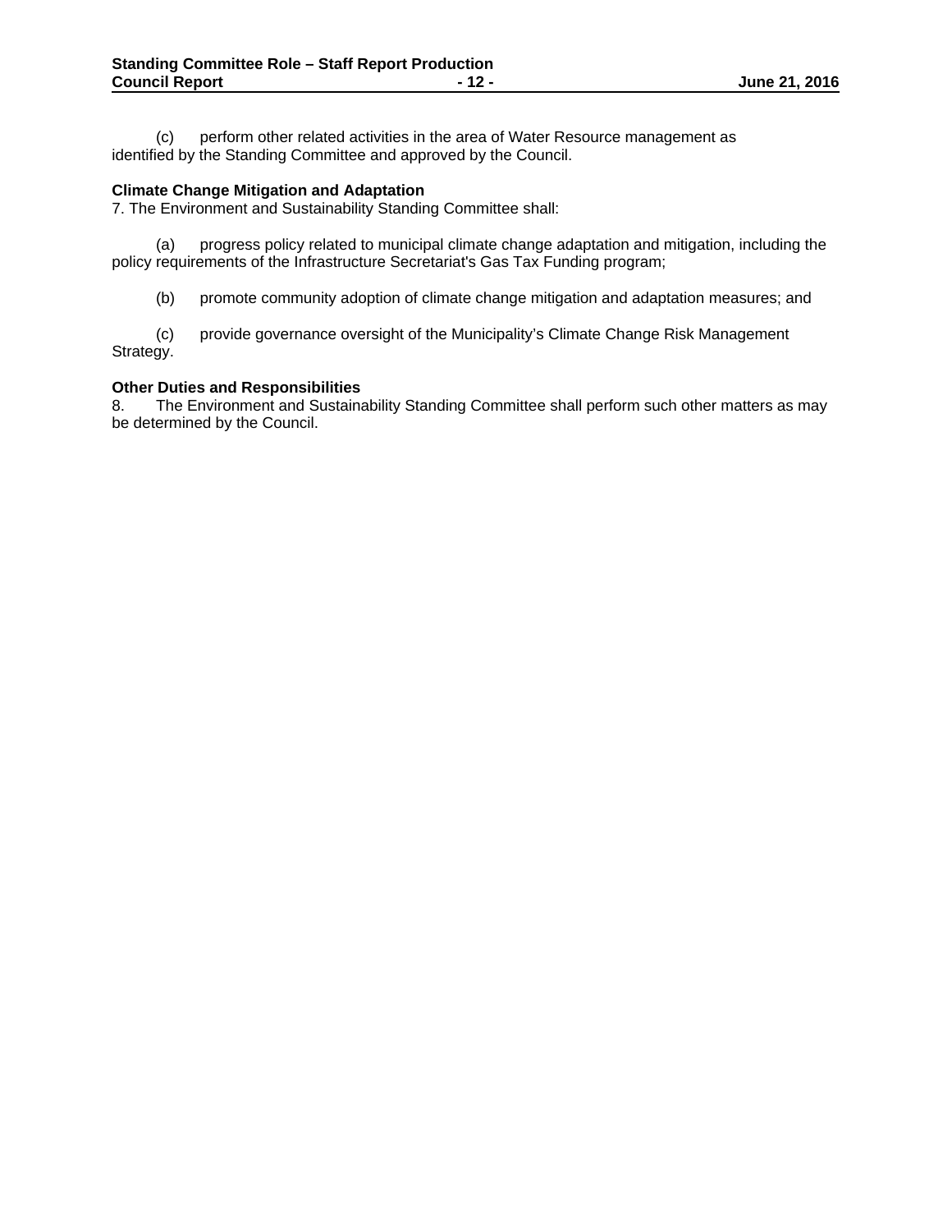(c) perform other related activities in the area of Water Resource management as identified by the Standing Committee and approved by the Council.

**Climate Change Mitigation and Adaptation**

7. The Environment and Sustainability Standing Committee shall:

(a) progress policy related to municipal climate change adaptation and mitigation, including the policy requirements of the Infrastructure Secretariat's Gas Tax Funding program;

(b) promote community adoption of climate change mitigation and adaptation measures; and

(c) provide governance oversight of the Municipality's Climate Change Risk Management Strategy.

**Other Duties and Responsibilities**

8. The Environment and Sustainability Standing Committee shall perform such other matters as may be determined by the Council.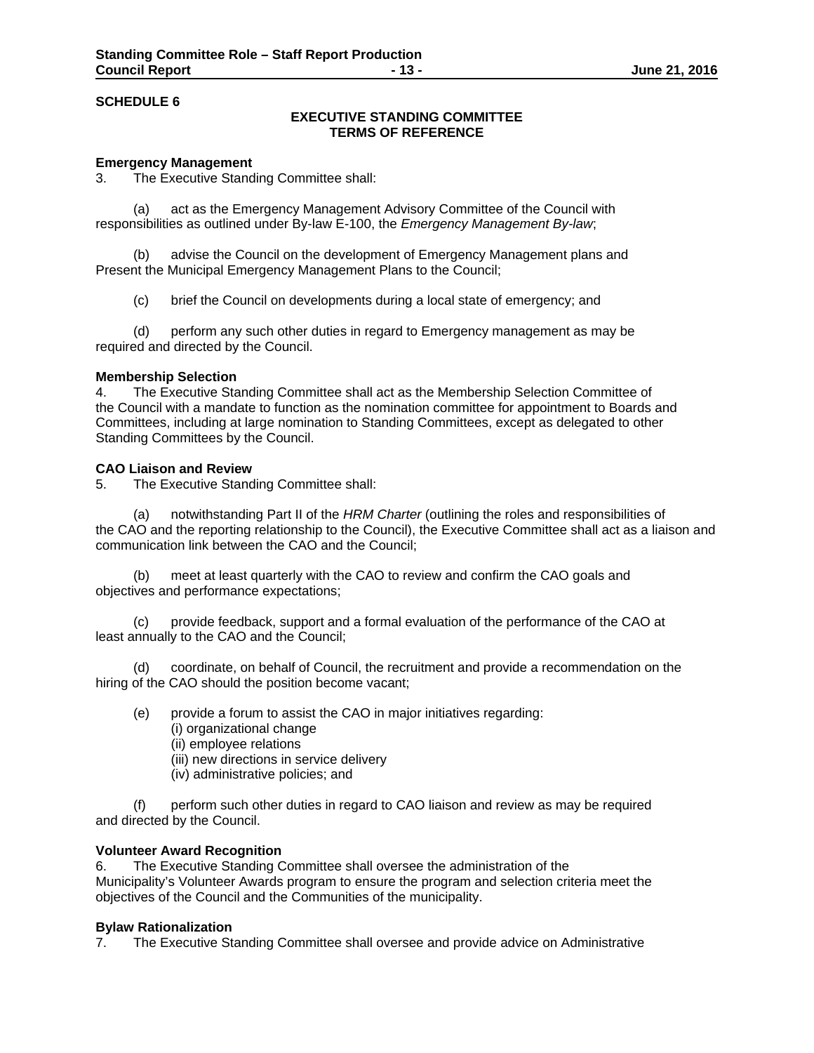**SCHEDULE 6**

**EXECUTIVE STANDING COMMITTEE**
**TERMS OF REFERENCE**

**Emergency Management**
3. The Executive Standing Committee shall:

(a) act as the Emergency Management Advisory Committee of the Council with responsibilities as outlined under By-law E-100, the *Emergency Management By-law*;

(b) advise the Council on the development of Emergency Management plans and Present the Municipal Emergency Management Plans to the Council;

(c) brief the Council on developments during a local state of emergency; and

(d) perform any such other duties in regard to Emergency management as may be required and directed by the Council.

**Membership Selection**
4. The Executive Standing Committee shall act as the Membership Selection Committee of the Council with a mandate to function as the nomination committee for appointment to Boards and Committees, including at large nomination to Standing Committees, except as delegated to other Standing Committees by the Council.

**CAO Liaison and Review**
5. The Executive Standing Committee shall:

(a) notwithstanding Part II of the *HRM Charter* (outlining the roles and responsibilities of the CAO and the reporting relationship to the Council), the Executive Committee shall act as a liaison and communication link between the CAO and the Council;

(b) meet at least quarterly with the CAO to review and confirm the CAO goals and objectives and performance expectations;

(c) provide feedback, support and a formal evaluation of the performance of the CAO at least annually to the CAO and the Council;

(d) coordinate, on behalf of Council, the recruitment and provide a recommendation on the hiring of the CAO should the position become vacant;

(e) provide a forum to assist the CAO in major initiatives regarding:
(i) organizational change
(ii) employee relations
(iii) new directions in service delivery
(iv) administrative policies; and

(f) perform such other duties in regard to CAO liaison and review as may be required and directed by the Council.

**Volunteer Award Recognition**
6. The Executive Standing Committee shall oversee the administration of the Municipality's Volunteer Awards program to ensure the program and selection criteria meet the objectives of the Council and the Communities of the municipality.

**Bylaw Rationalization**
7. The Executive Standing Committee shall oversee and provide advice on Administrative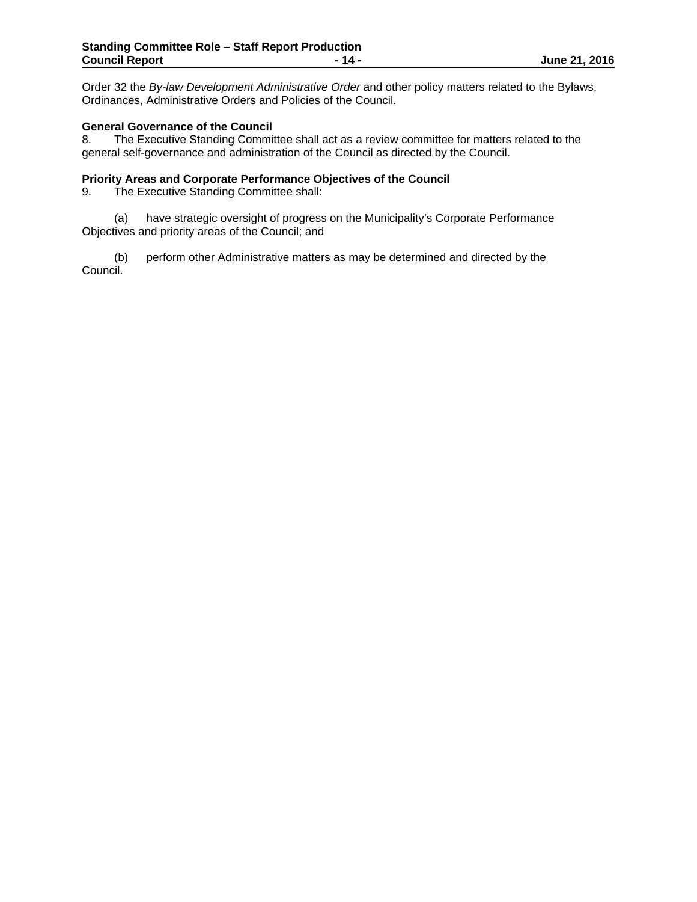Order 32 the *By-law Development Administrative Order* and other policy matters related to the Bylaws, Ordinances, Administrative Orders and Policies of the Council.

**General Governance of the Council**

8. The Executive Standing Committee shall act as a review committee for matters related to the general self-governance and administration of the Council as directed by the Council.

**Priority Areas and Corporate Performance Objectives of the Council**

9. The Executive Standing Committee shall:

(a) have strategic oversight of progress on the Municipality's Corporate Performance Objectives and priority areas of the Council; and

(b) perform other Administrative matters as may be determined and directed by the Council.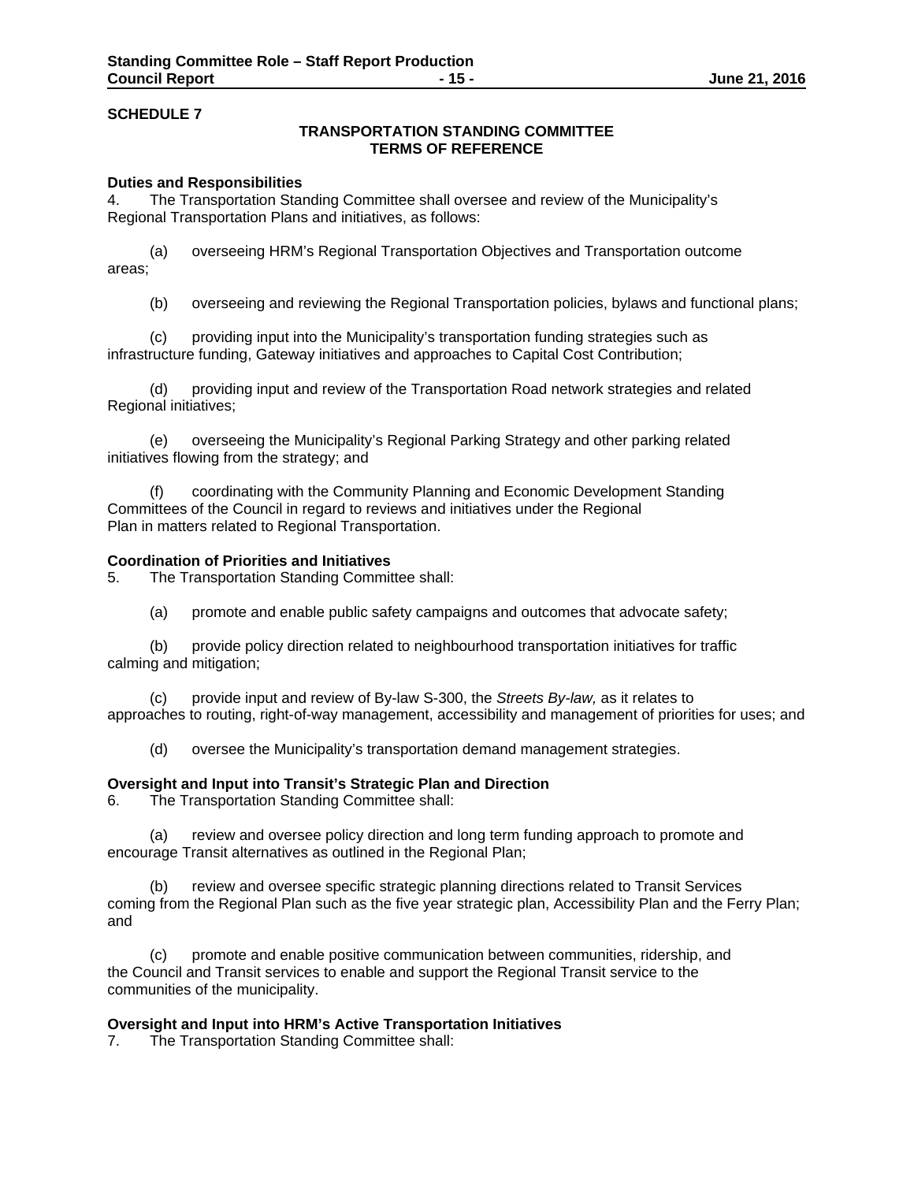**SCHEDULE 7**

## TRANSPORTATION STANDING COMMITTEE TERMS OF REFERENCE

**Duties and Responsibilities**

4. The Transportation Standing Committee shall oversee and review of the Municipality's Regional Transportation Plans and initiatives, as follows:

(a) overseeing HRM's Regional Transportation Objectives and Transportation outcome areas;

(b) overseeing and reviewing the Regional Transportation policies, bylaws and functional plans;

(c) providing input into the Municipality's transportation funding strategies such as infrastructure funding, Gateway initiatives and approaches to Capital Cost Contribution;

(d) providing input and review of the Transportation Road network strategies and related Regional initiatives;

(e) overseeing the Municipality's Regional Parking Strategy and other parking related initiatives flowing from the strategy; and

(f) coordinating with the Community Planning and Economic Development Standing Committees of the Council in regard to reviews and initiatives under the Regional Plan in matters related to Regional Transportation.

**Coordination of Priorities and Initiatives**

5. The Transportation Standing Committee shall:

(a) promote and enable public safety campaigns and outcomes that advocate safety;

(b) provide policy direction related to neighbourhood transportation initiatives for traffic calming and mitigation;

(c) provide input and review of By-law S-300, the *Streets By-law,* as it relates to approaches to routing, right-of-way management, accessibility and management of priorities for uses; and

(d) oversee the Municipality's transportation demand management strategies.

**Oversight and Input into Transit's Strategic Plan and Direction**

6. The Transportation Standing Committee shall:

(a) review and oversee policy direction and long term funding approach to promote and encourage Transit alternatives as outlined in the Regional Plan;

(b) review and oversee specific strategic planning directions related to Transit Services coming from the Regional Plan such as the five year strategic plan, Accessibility Plan and the Ferry Plan; and

(c) promote and enable positive communication between communities, ridership, and the Council and Transit services to enable and support the Regional Transit service to the communities of the municipality.

**Oversight and Input into HRM's Active Transportation Initiatives**

7. The Transportation Standing Committee shall: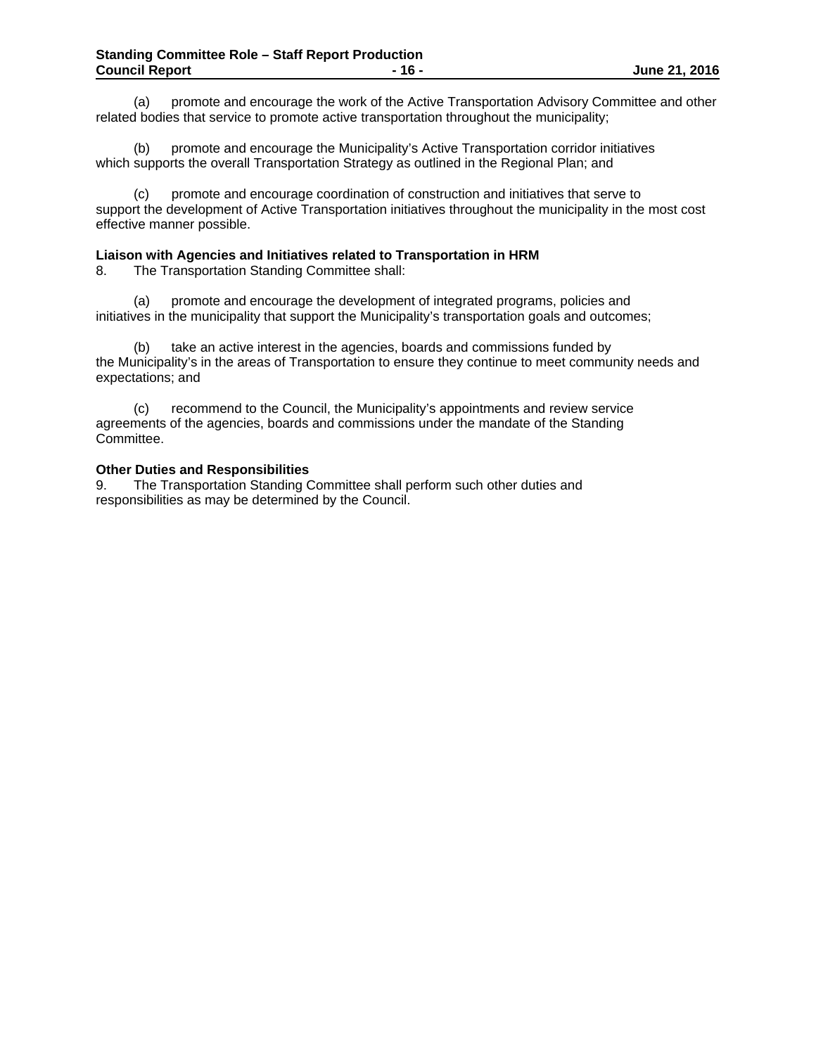(a) promote and encourage the work of the Active Transportation Advisory Committee and other related bodies that service to promote active transportation throughout the municipality;

(b) promote and encourage the Municipality's Active Transportation corridor initiatives which supports the overall Transportation Strategy as outlined in the Regional Plan; and

(c) promote and encourage coordination of construction and initiatives that serve to support the development of Active Transportation initiatives throughout the municipality in the most cost effective manner possible.

**Liaison with Agencies and Initiatives related to Transportation in HRM**

8. The Transportation Standing Committee shall:

(a) promote and encourage the development of integrated programs, policies and initiatives in the municipality that support the Municipality's transportation goals and outcomes;

(b) take an active interest in the agencies, boards and commissions funded by the Municipality's in the areas of Transportation to ensure they continue to meet community needs and expectations; and

(c) recommend to the Council, the Municipality's appointments and review service agreements of the agencies, boards and commissions under the mandate of the Standing Committee.

**Other Duties and Responsibilities**

9. The Transportation Standing Committee shall perform such other duties and responsibilities as may be determined by the Council.